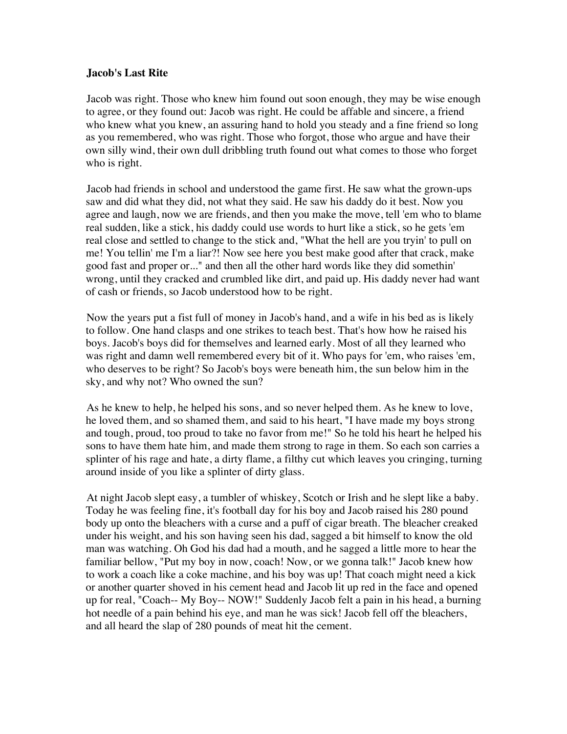**Jacob's Last Rite**

Jacob was right. Those who knew him found out soon enough, they may be wise enough to agree, or they found out: Jacob was right. He could be affable and sincere, a friend who knew what you knew, an assuring hand to hold you steady and a fine friend so long as you remembered, who was right. Those who forgot, those who argue and have their own silly wind, their own dull dribbling truth found out what comes to those who forget who is right.

Jacob had friends in school and understood the game first. He saw what the grown-ups saw and did what they did, not what they said. He saw his daddy do it best. Now you agree and laugh, now we are friends, and then you make the move, tell 'em who to blame real sudden, like a stick, his daddy could use words to hurt like a stick, so he gets 'em real close and settled to change to the stick and, "What the hell are you tryin' to pull on me! You tellin' me I'm a liar?! Now see here you best make good after that crack, make good fast and proper or..." and then all the other hard words like they did somethin' wrong, until they cracked and crumbled like dirt, and paid up. His daddy never had want of cash or friends, so Jacob understood how to be right.

Now the years put a fist full of money in Jacob's hand, and a wife in his bed as is likely to follow. One hand clasps and one strikes to teach best. That's how how he raised his boys. Jacob's boys did for themselves and learned early. Most of all they learned who was right and damn well remembered every bit of it. Who pays for 'em, who raises 'em, who deserves to be right? So Jacob's boys were beneath him, the sun below him in the sky, and why not? Who owned the sun?

As he knew to help, he helped his sons, and so never helped them. As he knew to love, he loved them, and so shamed them, and said to his heart, "I have made my boys strong and tough, proud, too proud to take no favor from me!" So he told his heart he helped his sons to have them hate him, and made them strong to rage in them. So each son carries a splinter of his rage and hate, a dirty flame, a filthy cut which leaves you cringing, turning around inside of you like a splinter of dirty glass.

At night Jacob slept easy, a tumbler of whiskey, Scotch or Irish and he slept like a baby. Today he was feeling fine, it's football day for his boy and Jacob raised his 280 pound body up onto the bleachers with a curse and a puff of cigar breath. The bleacher creaked under his weight, and his son having seen his dad, sagged a bit himself to know the old man was watching. Oh God his dad had a mouth, and he sagged a little more to hear the familiar bellow, "Put my boy in now, coach! Now, or we gonna talk!" Jacob knew how to work a coach like a coke machine, and his boy was up! That coach might need a kick or another quarter shoved in his cement head and Jacob lit up red in the face and opened up for real, "Coach-- My Boy-- NOW!" Suddenly Jacob felt a pain in his head, a burning hot needle of a pain behind his eye, and man he was sick! Jacob fell off the bleachers, and all heard the slap of 280 pounds of meat hit the cement.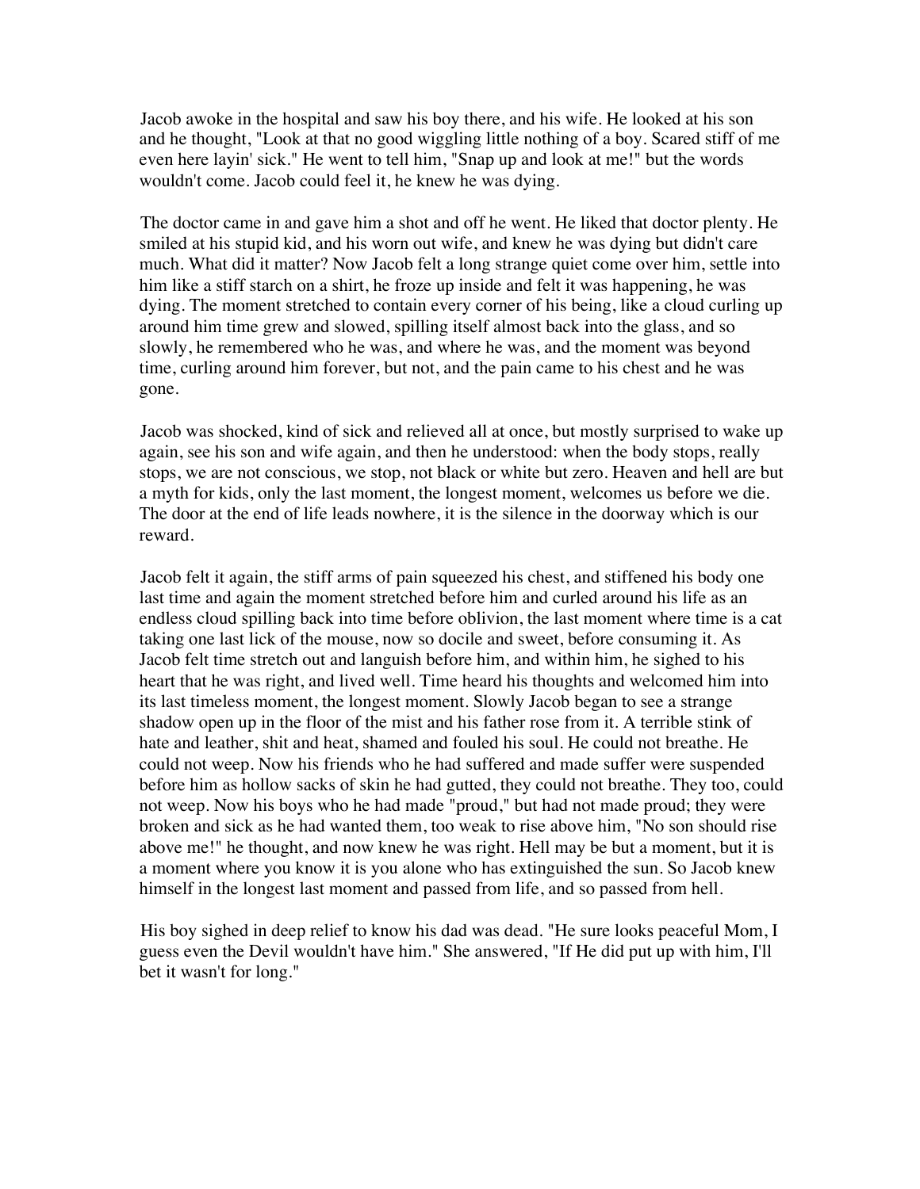Jacob awoke in the hospital and saw his boy there, and his wife. He looked at his son and he thought, "Look at that no good wiggling little nothing of a boy. Scared stiff of me even here layin' sick." He went to tell him, "Snap up and look at me!" but the words wouldn't come. Jacob could feel it, he knew he was dying.

The doctor came in and gave him a shot and off he went. He liked that doctor plenty. He smiled at his stupid kid, and his worn out wife, and knew he was dying but didn't care much. What did it matter? Now Jacob felt a long strange quiet come over him, settle into him like a stiff starch on a shirt, he froze up inside and felt it was happening, he was dying. The moment stretched to contain every corner of his being, like a cloud curling up around him time grew and slowed, spilling itself almost back into the glass, and so slowly, he remembered who he was, and where he was, and the moment was beyond time, curling around him forever, but not, and the pain came to his chest and he was gone.

Jacob was shocked, kind of sick and relieved all at once, but mostly surprised to wake up again, see his son and wife again, and then he understood: when the body stops, really stops, we are not conscious, we stop, not black or white but zero. Heaven and hell are but a myth for kids, only the last moment, the longest moment, welcomes us before we die. The door at the end of life leads nowhere, it is the silence in the doorway which is our reward.

Jacob felt it again, the stiff arms of pain squeezed his chest, and stiffened his body one last time and again the moment stretched before him and curled around his life as an endless cloud spilling back into time before oblivion, the last moment where time is a cat taking one last lick of the mouse, now so docile and sweet, before consuming it. As Jacob felt time stretch out and languish before him, and within him, he sighed to his heart that he was right, and lived well. Time heard his thoughts and welcomed him into its last timeless moment, the longest moment. Slowly Jacob began to see a strange shadow open up in the floor of the mist and his father rose from it. A terrible stink of hate and leather, shit and heat, shamed and fouled his soul. He could not breathe. He could not weep. Now his friends who he had suffered and made suffer were suspended before him as hollow sacks of skin he had gutted, they could not breathe. They too, could not weep. Now his boys who he had made "proud," but had not made proud; they were broken and sick as he had wanted them, too weak to rise above him, "No son should rise above me!" he thought, and now knew he was right. Hell may be but a moment, but it is a moment where you know it is you alone who has extinguished the sun. So Jacob knew himself in the longest last moment and passed from life, and so passed from hell.

His boy sighed in deep relief to know his dad was dead. "He sure looks peaceful Mom, I guess even the Devil wouldn't have him." She answered, "If He did put up with him, I'll bet it wasn't for long."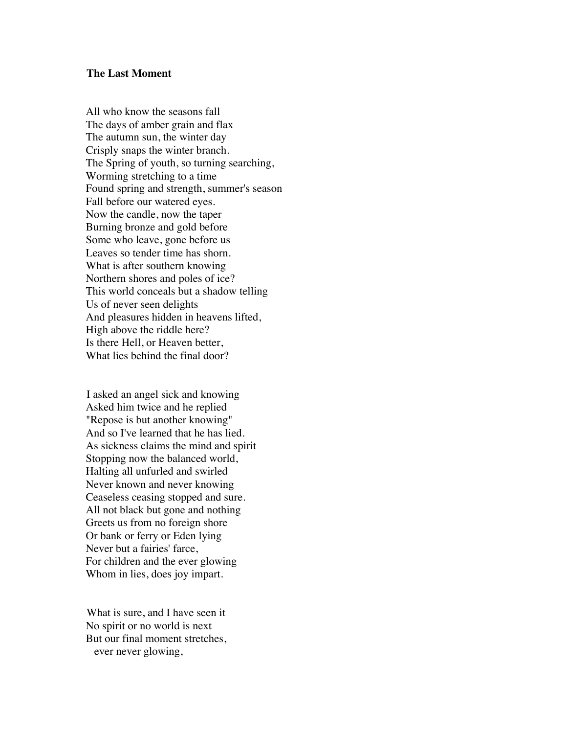**The Last Moment**

All who know the seasons fall
The days of amber grain and flax
The autumn sun, the winter day
Crisply snaps the winter branch.
The Spring of youth, so turning searching,
Worming stretching to a time
Found spring and strength, summer's season
Fall before our watered eyes.
Now the candle, now the taper
Burning bronze and gold before
Some who leave, gone before us
Leaves so tender time has shorn.
What is after southern knowing
Northern shores and poles of ice?
This world conceals but a shadow telling
Us of never seen delights
And pleasures hidden in heavens lifted,
High above the riddle here?
Is there Hell, or Heaven better,
What lies behind the final door?

I asked an angel sick and knowing
Asked him twice and he replied
"Repose is but another knowing"
And so I've learned that he has lied.
As sickness claims the mind and spirit
Stopping now the balanced world,
Halting all unfurled and swirled
Never known and never knowing
Ceaseless ceasing stopped and sure.
All not black but gone and nothing
Greets us from no foreign shore
Or bank or ferry or Eden lying
Never but a fairies' farce,
For children and the ever glowing
Whom in lies, does joy impart.

What is sure, and I have seen it
No spirit or no world is next
But our final moment stretches,
&nbsp;&nbsp;&nbsp;ever never glowing,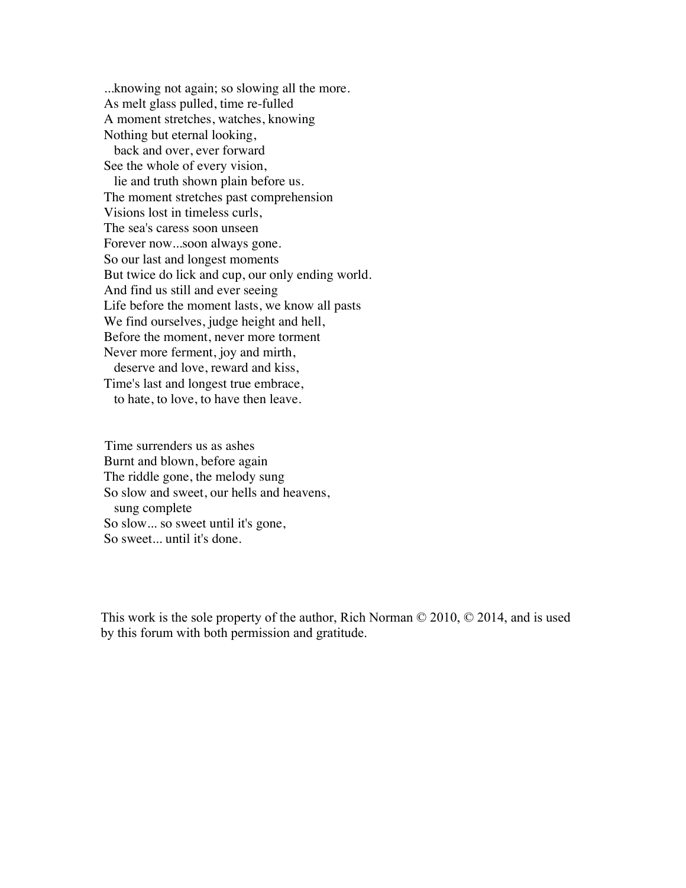...knowing not again; so slowing all the more.  
As melt glass pulled, time re-fulled  
A moment stretches, watches, knowing  
Nothing but eternal looking,  
&nbsp;&nbsp;&nbsp;back and over, ever forward  
See the whole of every vision,  
&nbsp;&nbsp;&nbsp;lie and truth shown plain before us.  
The moment stretches past comprehension  
Visions lost in timeless curls,  
The sea's caress soon unseen  
Forever now...soon always gone.  
So our last and longest moments  
But twice do lick and cup, our only ending world.  
And find us still and ever seeing  
Life before the moment lasts, we know all pasts  
We find ourselves, judge height and hell,  
Before the moment, never more torment  
Never more ferment, joy and mirth,  
&nbsp;&nbsp;&nbsp;deserve and love, reward and kiss,  
Time's last and longest true embrace,  
&nbsp;&nbsp;&nbsp;to hate, to love, to have then leave.

Time surrenders us as ashes  
Burnt and blown, before again  
The riddle gone, the melody sung  
So slow and sweet, our hells and heavens,  
&nbsp;&nbsp;&nbsp;sung complete  
So slow... so sweet until it's gone,  
So sweet... until it's done.

This work is the sole property of the author, Rich Norman © 2010, © 2014, and is used by this forum with both permission and gratitude.